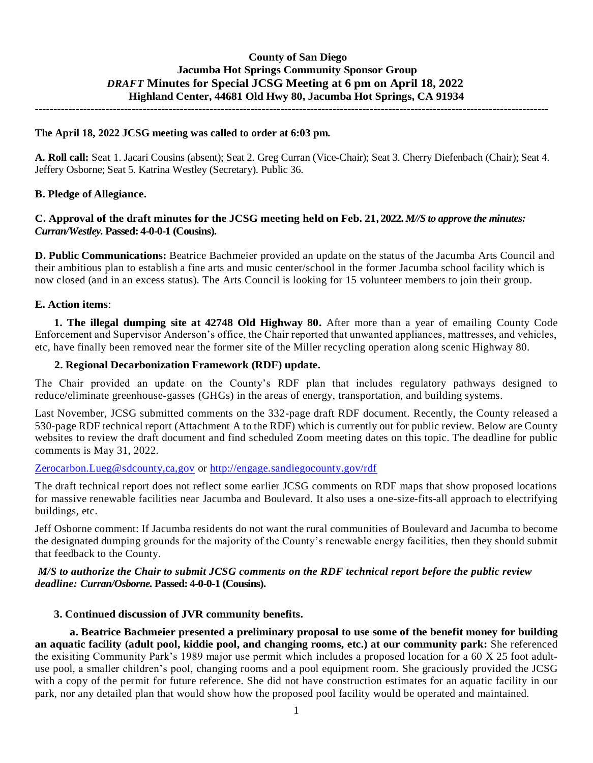**County of San Diego**
**Jacumba Hot Springs Community Sponsor Group**
***DRAFT* Minutes for Special JCSG Meeting at 6 pm on April 18, 2022**
**Highland Center, 44681 Old Hwy 80, Jacumba Hot Springs, CA 91934**

---

**The April 18, 2022 JCSG meeting was called to order at 6:03 pm.**

**A. Roll call:** Seat 1. Jacari Cousins (absent); Seat 2. Greg Curran (Vice-Chair); Seat 3. Cherry Diefenbach (Chair); Seat 4. Jeffery Osborne; Seat 5. Katrina Westley (Secretary). Public 36.

**B. Pledge of Allegiance.**

**C. Approval of the draft minutes for the JCSG meeting held on Feb. 21, 2022.** ***M//S to approve the minutes: Curran/Westley.*** **Passed: 4-0-0-1 (Cousins).**

**D. Public Communications:** Beatrice Bachmeier provided an update on the status of the Jacumba Arts Council and their ambitious plan to establish a fine arts and music center/school in the former Jacumba school facility which is now closed (and in an excess status). The Arts Council is looking for 15 volunteer members to join their group.

**E. Action items**:

**1. The illegal dumping site at 42748 Old Highway 80.** After more than a year of emailing County Code Enforcement and Supervisor Anderson's office, the Chair reported that unwanted appliances, mattresses, and vehicles, etc, have finally been removed near the former site of the Miller recycling operation along scenic Highway 80.

**2. Regional Decarbonization Framework (RDF) update.**

The Chair provided an update on the County's RDF plan that includes regulatory pathways designed to reduce/eliminate greenhouse-gasses (GHGs) in the areas of energy, transportation, and building systems.

Last November, JCSG submitted comments on the 332-page draft RDF document. Recently, the County released a 530-page RDF technical report (Attachment A to the RDF) which is currently out for public review. Below are County websites to review the draft document and find scheduled Zoom meeting dates on this topic. The deadline for public comments is May 31, 2022.

Zerocarbon.Lueg@sdcounty,ca,gov or http://engage.sandiegocounty.gov/rdf

The draft technical report does not reflect some earlier JCSG comments on RDF maps that show proposed locations for massive renewable facilities near Jacumba and Boulevard. It also uses a one-size-fits-all approach to electrifying buildings, etc.

Jeff Osborne comment: If Jacumba residents do not want the rural communities of Boulevard and Jacumba to become the designated dumping grounds for the majority of the County's renewable energy facilities, then they should submit that feedback to the County.

***M/S to authorize the Chair to submit JCSG comments on the RDF technical report before the public review deadline: Curran/Osborne.*** **Passed: 4-0-0-1 (Cousins).**

**3. Continued discussion of JVR community benefits.**

**a. Beatrice Bachmeier presented a preliminary proposal to use some of the benefit money for building an aquatic facility (adult pool, kiddie pool, and changing rooms, etc.) at our community park:** She referenced the exisiting Community Park's 1989 major use permit which includes a proposed location for a 60 X 25 foot adult-use pool, a smaller children's pool, changing rooms and a pool equipment room. She graciously provided the JCSG with a copy of the permit for future reference. She did not have construction estimates for an aquatic facility in our park, nor any detailed plan that would show how the proposed pool facility would be operated and maintained.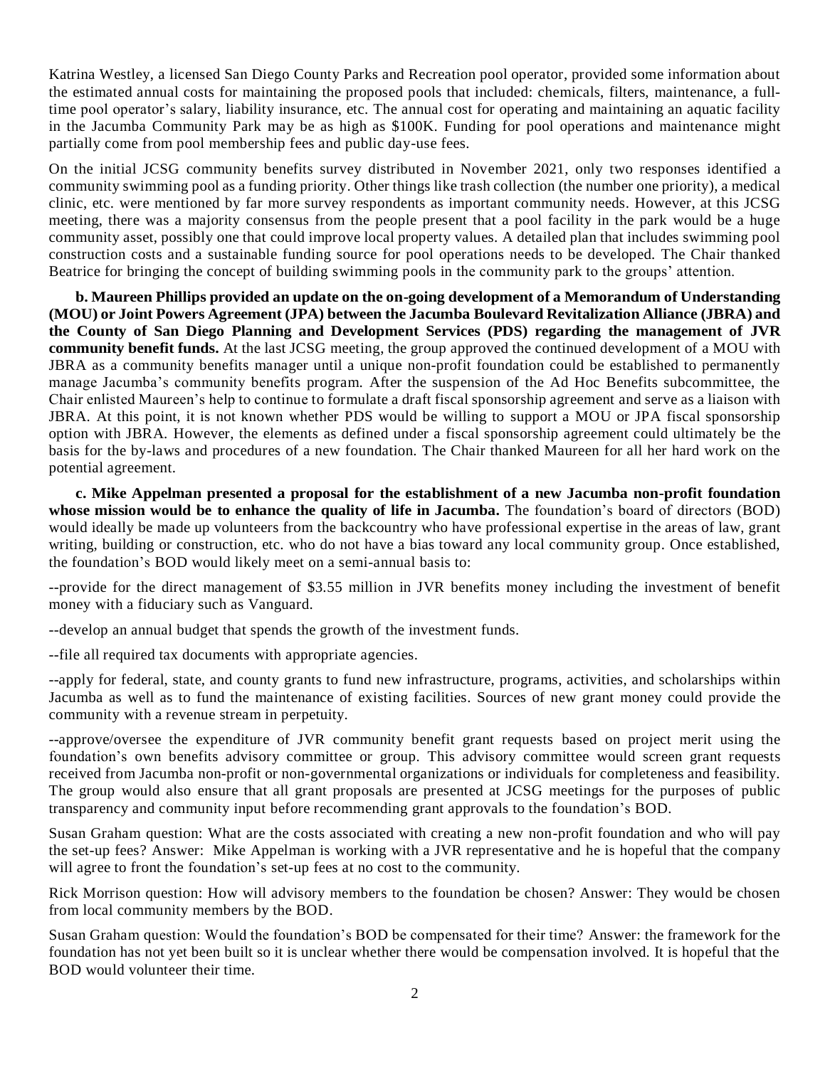Katrina Westley, a licensed San Diego County Parks and Recreation pool operator, provided some information about the estimated annual costs for maintaining the proposed pools that included: chemicals, filters, maintenance, a full-time pool operator's salary, liability insurance, etc. The annual cost for operating and maintaining an aquatic facility in the Jacumba Community Park may be as high as $100K. Funding for pool operations and maintenance might partially come from pool membership fees and public day-use fees.

On the initial JCSG community benefits survey distributed in November 2021, only two responses identified a community swimming pool as a funding priority. Other things like trash collection (the number one priority), a medical clinic, etc. were mentioned by far more survey respondents as important community needs. However, at this JCSG meeting, there was a majority consensus from the people present that a pool facility in the park would be a huge community asset, possibly one that could improve local property values. A detailed plan that includes swimming pool construction costs and a sustainable funding source for pool operations needs to be developed. The Chair thanked Beatrice for bringing the concept of building swimming pools in the community park to the groups' attention.

**b. Maureen Phillips provided an update on the on-going development of a Memorandum of Understanding (MOU) or Joint Powers Agreement (JPA) between the Jacumba Boulevard Revitalization Alliance (JBRA) and the County of San Diego Planning and Development Services (PDS) regarding the management of JVR community benefit funds.** At the last JCSG meeting, the group approved the continued development of a MOU with JBRA as a community benefits manager until a unique non-profit foundation could be established to permanently manage Jacumba's community benefits program. After the suspension of the Ad Hoc Benefits subcommittee, the Chair enlisted Maureen's help to continue to formulate a draft fiscal sponsorship agreement and serve as a liaison with JBRA. At this point, it is not known whether PDS would be willing to support a MOU or JPA fiscal sponsorship option with JBRA. However, the elements as defined under a fiscal sponsorship agreement could ultimately be the basis for the by-laws and procedures of a new foundation. The Chair thanked Maureen for all her hard work on the potential agreement.

**c. Mike Appelman presented a proposal for the establishment of a new Jacumba non-profit foundation whose mission would be to enhance the quality of life in Jacumba.** The foundation's board of directors (BOD) would ideally be made up volunteers from the backcountry who have professional expertise in the areas of law, grant writing, building or construction, etc. who do not have a bias toward any local community group. Once established, the foundation's BOD would likely meet on a semi-annual basis to:

--provide for the direct management of $3.55 million in JVR benefits money including the investment of benefit money with a fiduciary such as Vanguard.

--develop an annual budget that spends the growth of the investment funds.

--file all required tax documents with appropriate agencies.

--apply for federal, state, and county grants to fund new infrastructure, programs, activities, and scholarships within Jacumba as well as to fund the maintenance of existing facilities. Sources of new grant money could provide the community with a revenue stream in perpetuity.

--approve/oversee the expenditure of JVR community benefit grant requests based on project merit using the foundation's own benefits advisory committee or group. This advisory committee would screen grant requests received from Jacumba non-profit or non-governmental organizations or individuals for completeness and feasibility. The group would also ensure that all grant proposals are presented at JCSG meetings for the purposes of public transparency and community input before recommending grant approvals to the foundation's BOD.

Susan Graham question: What are the costs associated with creating a new non-profit foundation and who will pay the set-up fees? Answer: Mike Appelman is working with a JVR representative and he is hopeful that the company will agree to front the foundation's set-up fees at no cost to the community.

Rick Morrison question: How will advisory members to the foundation be chosen? Answer: They would be chosen from local community members by the BOD.

Susan Graham question: Would the foundation's BOD be compensated for their time? Answer: the framework for the foundation has not yet been built so it is unclear whether there would be compensation involved. It is hopeful that the BOD would volunteer their time.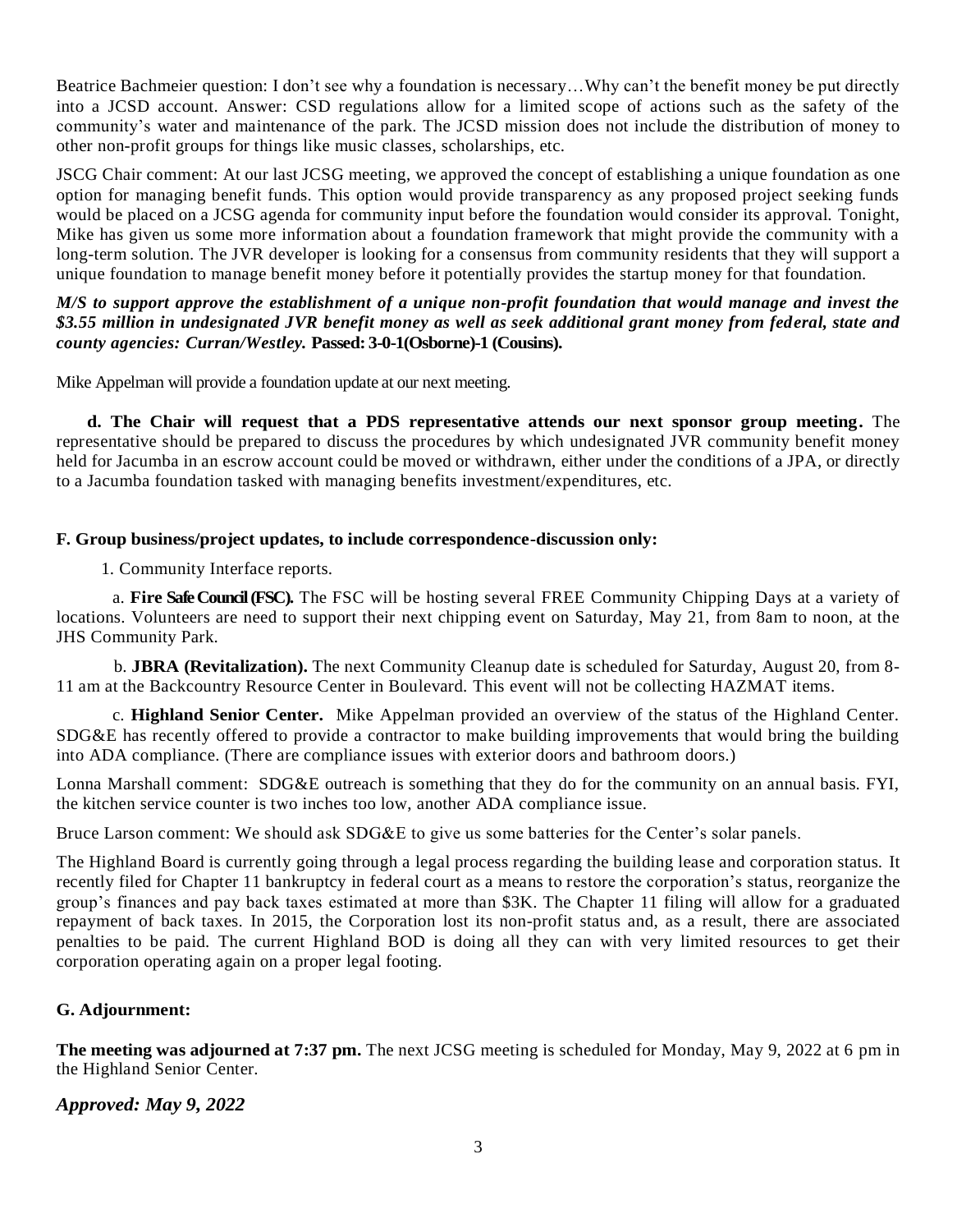Beatrice Bachmeier question: I don't see why a foundation is necessary…Why can't the benefit money be put directly into a JCSD account. Answer: CSD regulations allow for a limited scope of actions such as the safety of the community's water and maintenance of the park. The JCSD mission does not include the distribution of money to other non-profit groups for things like music classes, scholarships, etc.

JSCG Chair comment: At our last JCSG meeting, we approved the concept of establishing a unique foundation as one option for managing benefit funds. This option would provide transparency as any proposed project seeking funds would be placed on a JCSG agenda for community input before the foundation would consider its approval. Tonight, Mike has given us some more information about a foundation framework that might provide the community with a long-term solution. The JVR developer is looking for a consensus from community residents that they will support a unique foundation to manage benefit money before it potentially provides the startup money for that foundation.

***M/S to support approve the establishment of a unique non-profit foundation that would manage and invest the $3.55 million in undesignated JVR benefit money as well as seek additional grant money from federal, state and county agencies: Curran/Westley.*** **Passed: 3-0-1(Osborne)-1 (Cousins).**

Mike Appelman will provide a foundation update at our next meeting.

**d. The Chair will request that a PDS representative attends our next sponsor group meeting.** The representative should be prepared to discuss the procedures by which undesignated JVR community benefit money held for Jacumba in an escrow account could be moved or withdrawn, either under the conditions of a JPA, or directly to a Jacumba foundation tasked with managing benefits investment/expenditures, etc.

**F. Group business/project updates, to include correspondence-discussion only:**

1. Community Interface reports.

a. **Fire Safe Council (FSC).** The FSC will be hosting several FREE Community Chipping Days at a variety of locations. Volunteers are need to support their next chipping event on Saturday, May 21, from 8am to noon, at the JHS Community Park.

b. **JBRA (Revitalization).** The next Community Cleanup date is scheduled for Saturday, August 20, from 8-11 am at the Backcountry Resource Center in Boulevard. This event will not be collecting HAZMAT items.

c. **Highland Senior Center.** Mike Appelman provided an overview of the status of the Highland Center. SDG&E has recently offered to provide a contractor to make building improvements that would bring the building into ADA compliance. (There are compliance issues with exterior doors and bathroom doors.)

Lonna Marshall comment: SDG&E outreach is something that they do for the community on an annual basis. FYI, the kitchen service counter is two inches too low, another ADA compliance issue.

Bruce Larson comment: We should ask SDG&E to give us some batteries for the Center's solar panels.

The Highland Board is currently going through a legal process regarding the building lease and corporation status. It recently filed for Chapter 11 bankruptcy in federal court as a means to restore the corporation's status, reorganize the group's finances and pay back taxes estimated at more than $3K. The Chapter 11 filing will allow for a graduated repayment of back taxes. In 2015, the Corporation lost its non-profit status and, as a result, there are associated penalties to be paid. The current Highland BOD is doing all they can with very limited resources to get their corporation operating again on a proper legal footing.

**G. Adjournment:**

**The meeting was adjourned at 7:37 pm.** The next JCSG meeting is scheduled for Monday, May 9, 2022 at 6 pm in the Highland Senior Center.

***Approved: May 9, 2022***